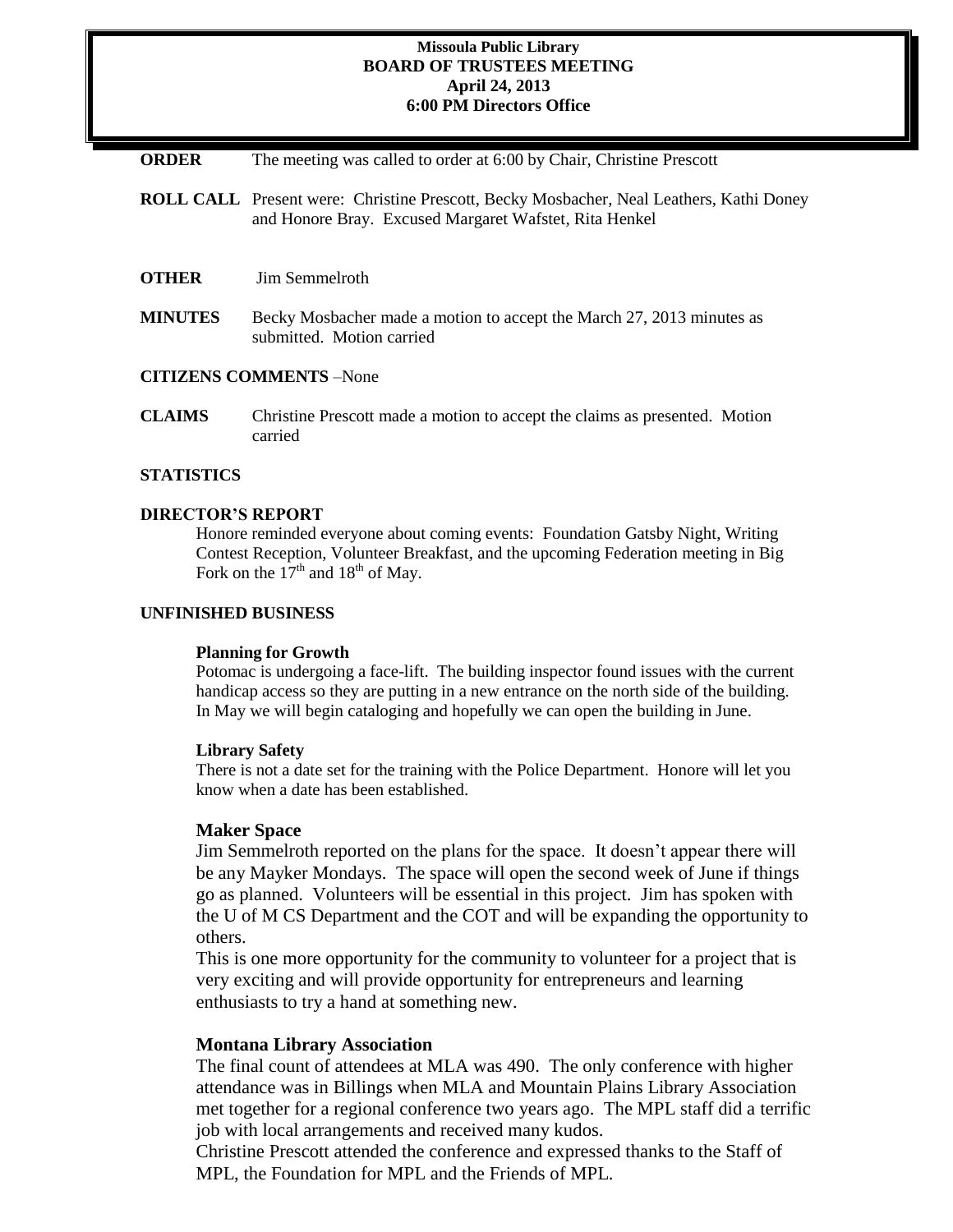**Missoula Public Library**
**BOARD OF TRUSTEES MEETING**
**April 24, 2013**
**6:00 PM Directors Office**

**ORDER** The meeting was called to order at 6:00 by Chair, Christine Prescott

**ROLL CALL** Present were: Christine Prescott, Becky Mosbacher, Neal Leathers, Kathi Doney and Honore Bray. Excused Margaret Wafstet, Rita Henkel

**OTHER** Jim Semmelroth

**MINUTES** Becky Mosbacher made a motion to accept the March 27, 2013 minutes as submitted. Motion carried

**CITIZENS COMMENTS** –None

**CLAIMS** Christine Prescott made a motion to accept the claims as presented. Motion carried

**STATISTICS**

**DIRECTOR'S REPORT**

Honore reminded everyone about coming events: Foundation Gatsby Night, Writing Contest Reception, Volunteer Breakfast, and the upcoming Federation meeting in Big Fork on the 17th and 18th of May.

**UNFINISHED BUSINESS**

**Planning for Growth**

Potomac is undergoing a face-lift. The building inspector found issues with the current handicap access so they are putting in a new entrance on the north side of the building. In May we will begin cataloging and hopefully we can open the building in June.

**Library Safety**

There is not a date set for the training with the Police Department. Honore will let you know when a date has been established.

**Maker Space**

Jim Semmelroth reported on the plans for the space. It doesn't appear there will be any Mayker Mondays. The space will open the second week of June if things go as planned. Volunteers will be essential in this project. Jim has spoken with the U of M CS Department and the COT and will be expanding the opportunity to others.

This is one more opportunity for the community to volunteer for a project that is very exciting and will provide opportunity for entrepreneurs and learning enthusiasts to try a hand at something new.

**Montana Library Association**

The final count of attendees at MLA was 490. The only conference with higher attendance was in Billings when MLA and Mountain Plains Library Association met together for a regional conference two years ago. The MPL staff did a terrific job with local arrangements and received many kudos.

Christine Prescott attended the conference and expressed thanks to the Staff of MPL, the Foundation for MPL and the Friends of MPL.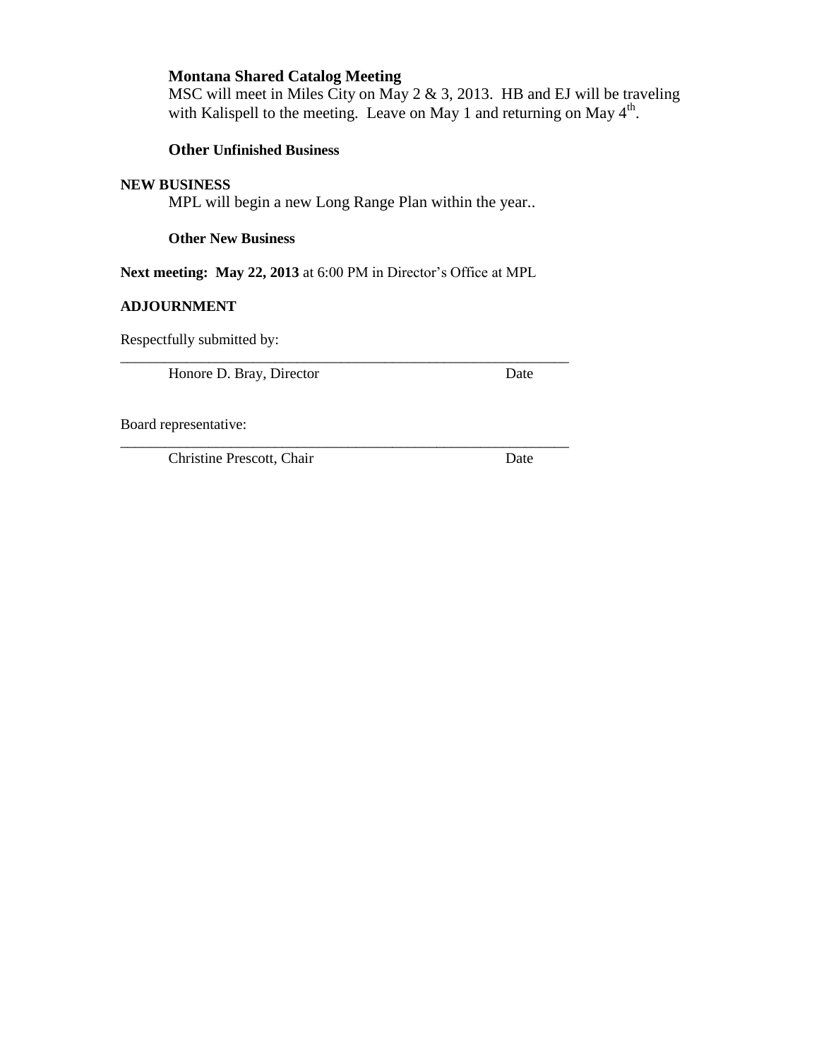**Montana Shared Catalog Meeting**

MSC will meet in Miles City on May 2 & 3, 2013. HB and EJ will be traveling with Kalispell to the meeting. Leave on May 1 and returning on May 4th.

**Other Unfinished Business**

**NEW BUSINESS**

MPL will begin a new Long Range Plan within the year..

**Other New Business**

**Next meeting: May 22, 2013** at 6:00 PM in Director's Office at MPL

**ADJOURNMENT**

Respectfully submitted by:

\_\_\_\_\_\_\_\_\_\_\_\_\_\_\_\_\_\_\_\_\_\_\_\_\_\_\_\_\_\_\_\_\_\_\_\_\_\_\_\_\_\_\_\_\_\_\_\_\_\_\_\_\_\_\_\_\_\_\_\_

Honore D. Bray, Director Date

Board representative:

\_\_\_\_\_\_\_\_\_\_\_\_\_\_\_\_\_\_\_\_\_\_\_\_\_\_\_\_\_\_\_\_\_\_\_\_\_\_\_\_\_\_\_\_\_\_\_\_\_\_\_\_\_\_\_\_\_\_\_\_

Christine Prescott, Chair Date